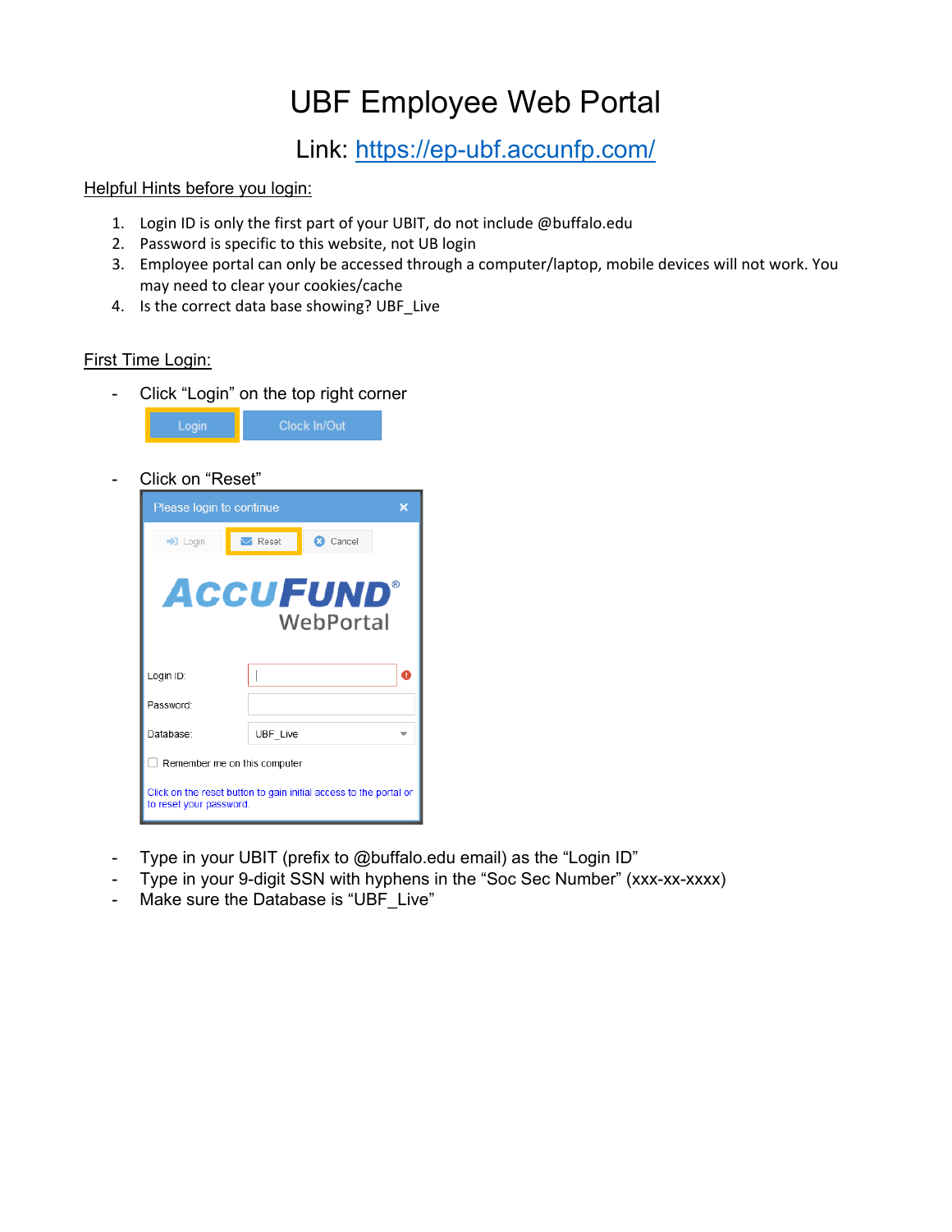# UBF Employee Web Portal

## Link: https://ep-ubf.accunfp.com/

Helpful Hints before you login:

1. Login ID is only the first part of your UBIT, do not include @buffalo.edu
2. Password is specific to this website, not UB login
3. Employee portal can only be accessed through a computer/laptop, mobile devices will not work. You may need to clear your cookies/cache
4. Is the correct data base showing? UBF_Live

First Time Login:

- Click "Login" on the top right corner
- Click on "Reset"
- Type in your UBIT (prefix to @buffalo.edu email) as the "Login ID"
- Type in your 9-digit SSN with hyphens in the "Soc Sec Number" (xxx-xx-xxxx)
- Make sure the Database is "UBF_Live"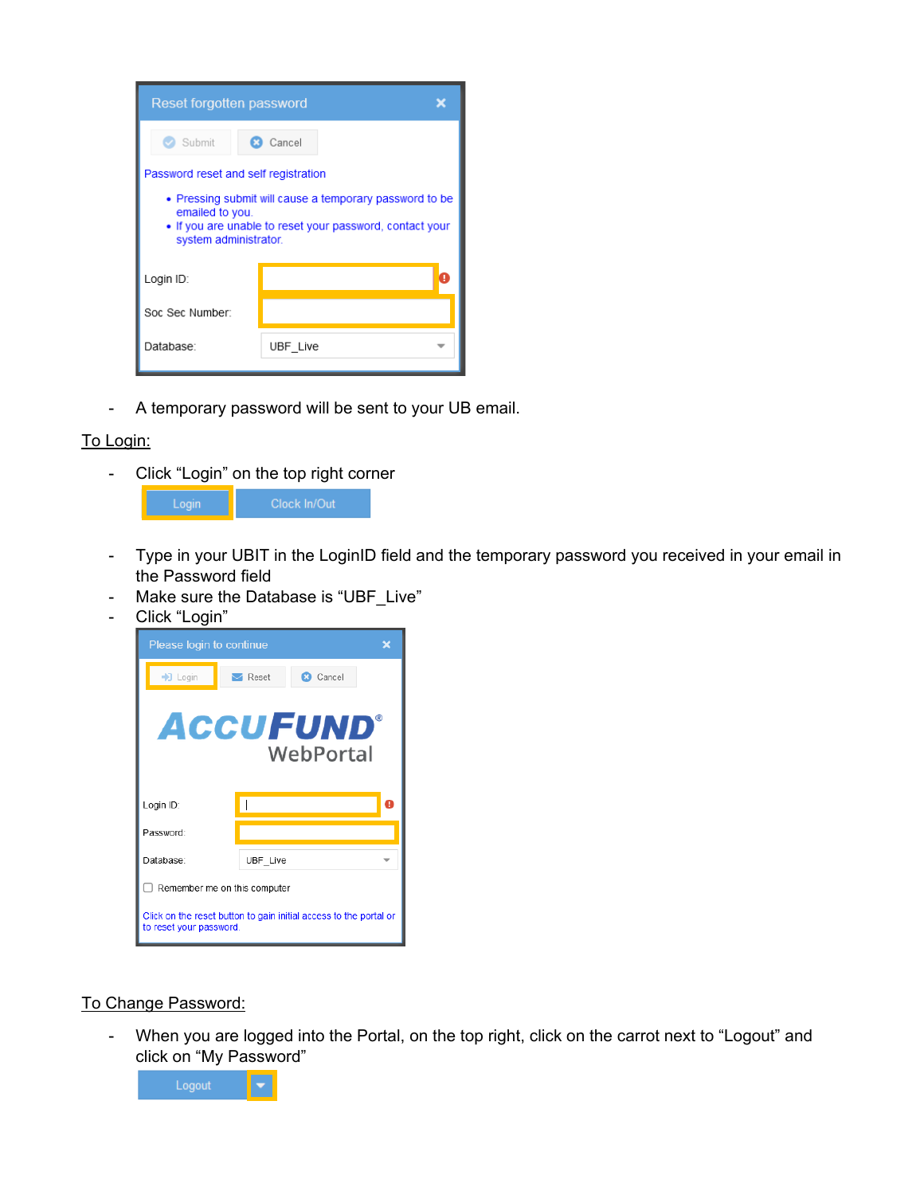- A temporary password will be sent to your UB email.

<u>To Login:</u>

- Click “Login” on the top right corner
- Type in your UBIT in the LoginID field and the temporary password you received in your email in the Password field
- Make sure the Database is “UBF_Live”
- Click “Login”

<u>To Change Password:</u>

- When you are logged into the Portal, on the top right, click on the carrot next to “Logout” and click on “My Password”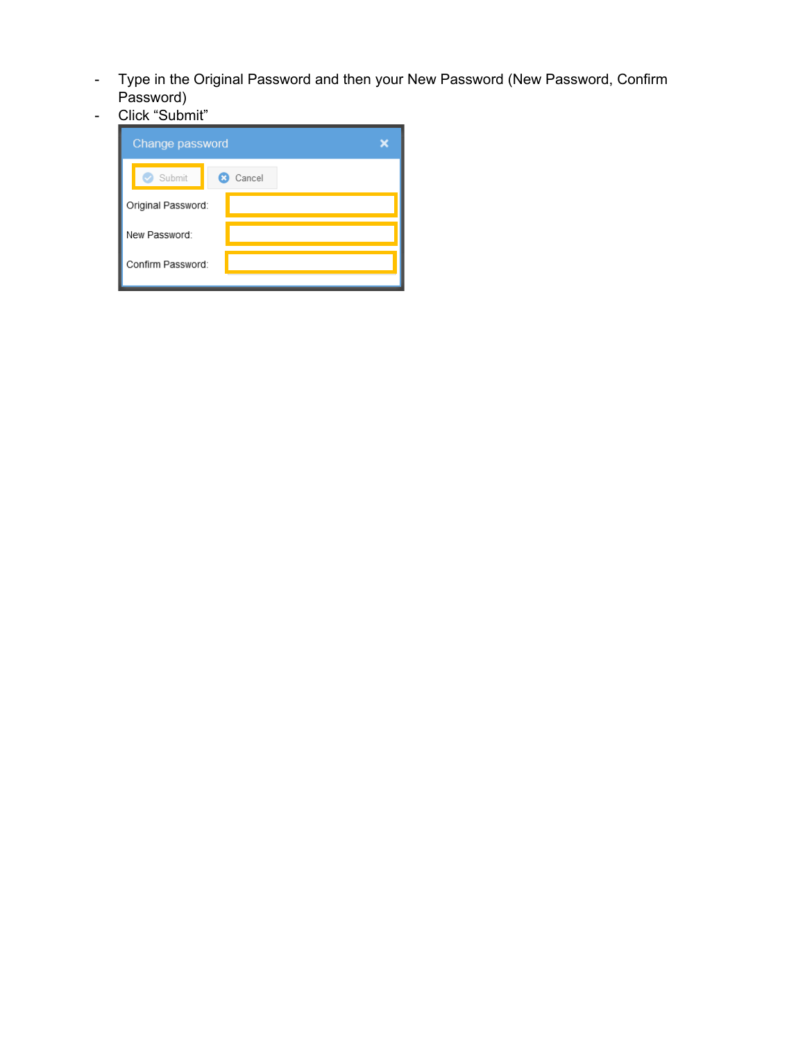- Type in the Original Password and then your New Password (New Password, Confirm Password)
- Click "Submit"

Change password

Submit Cancel

Original Password:

New Password:

Confirm Password: